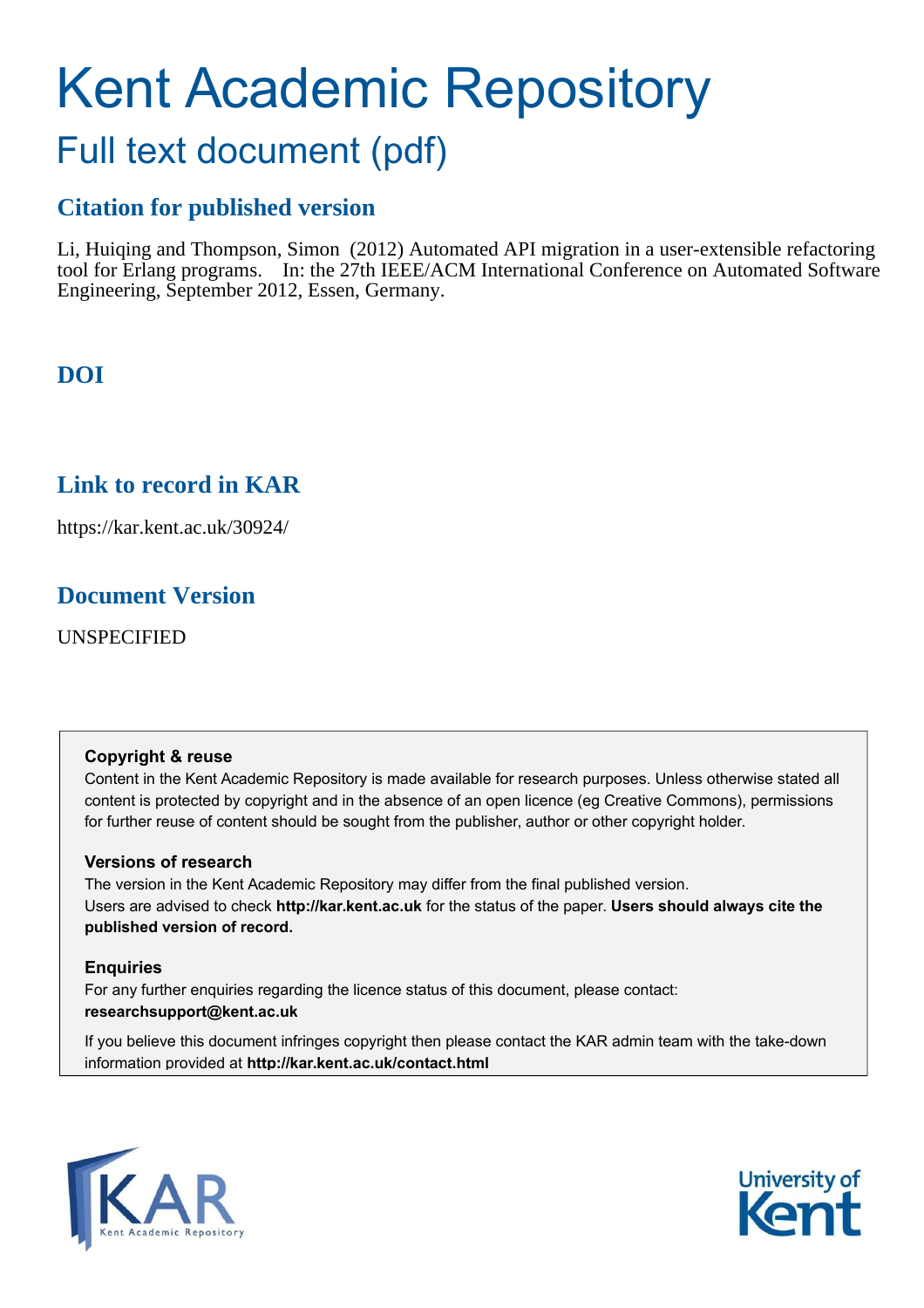# Kent Academic Repository

## Full text document (pdf)

### Citation for published version

Li, Huiqing and Thompson, Simon (2012) Automated API migration in a user-extensible refactoring tool for Erlang programs. In: the 27th IEEE/ACM International Conference on Automated Software Engineering, September 2012, Essen, Germany.

### DOI

### Link to record in KAR

https://kar.kent.ac.uk/30924/

### Document Version

UNSPECIFIED

**Copyright & reuse**

Content in the Kent Academic Repository is made available for research purposes. Unless otherwise stated all content is protected by copyright and in the absence of an open licence (eg Creative Commons), permissions for further reuse of content should be sought from the publisher, author or other copyright holder.

**Versions of research**

The version in the Kent Academic Repository may differ from the final published version. Users are advised to check **http://kar.kent.ac.uk** for the status of the paper. **Users should always cite the published version of record.**

**Enquiries**

For any further enquiries regarding the licence status of this document, please contact: **researchsupport@kent.ac.uk**

If you believe this document infringes copyright then please contact the KAR admin team with the take-down information provided at **http://kar.kent.ac.uk/contact.html**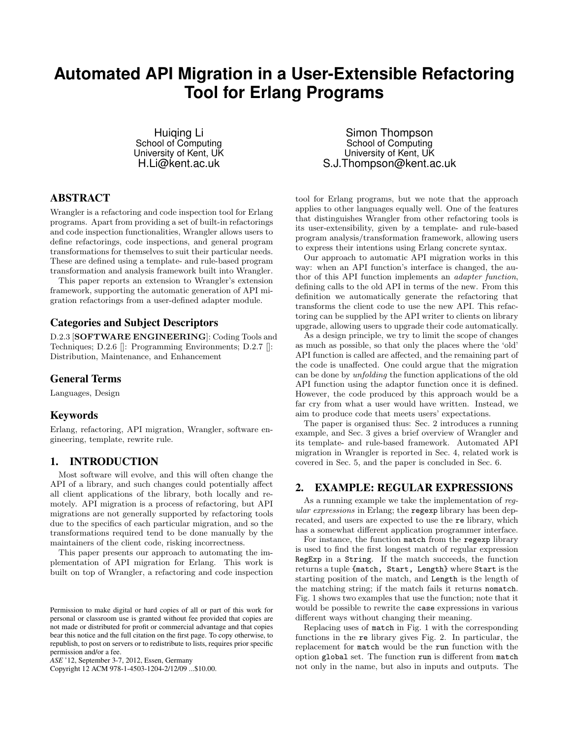# Automated API Migration in a User-Extensible Refactoring Tool for Erlang Programs

Huiqing Li
School of Computing
University of Kent, UK
H.Li@kent.ac.uk

Simon Thompson
School of Computing
University of Kent, UK
S.J.Thompson@kent.ac.uk

## ABSTRACT

Wrangler is a refactoring and code inspection tool for Erlang programs. Apart from providing a set of built-in refactorings and code inspection functionalities, Wrangler allows users to define refactorings, code inspections, and general program transformations for themselves to suit their particular needs. These are defined using a template- and rule-based program transformation and analysis framework built into Wrangler.

This paper reports an extension to Wrangler's extension framework, supporting the automatic generation of API migration refactorings from a user-defined adapter module.

## Categories and Subject Descriptors

D.2.3 [**SOFTWARE ENGINEERING**]: Coding Tools and Techniques; D.2.6 []: Programming Environments; D.2.7 []: Distribution, Maintenance, and Enhancement

## General Terms

Languages, Design

## Keywords

Erlang, refactoring, API migration, Wrangler, software engineering, template, rewrite rule.

## 1. INTRODUCTION

Most software will evolve, and this will often change the API of a library, and such changes could potentially affect all client applications of the library, both locally and remotely. API migration is a process of refactoring, but API migrations are not generally supported by refactoring tools due to the specifics of each particular migration, and so the transformations required tend to be done manually by the maintainers of the client code, risking incorrectness.

This paper presents our approach to automating the implementation of API migration for Erlang. This work is built on top of Wrangler, a refactoring and code inspection tool for Erlang programs, but we note that the approach applies to other languages equally well. One of the features that distinguishes Wrangler from other refactoring tools is its user-extensibility, given by a template- and rule-based program analysis/transformation framework, allowing users to express their intentions using Erlang concrete syntax.

Our approach to automatic API migration works in this way: when an API function's interface is changed, the author of this API function implements an *adapter function*, defining calls to the old API in terms of the new. From this definition we automatically generate the refactoring that transforms the client code to use the new API. This refactoring can be supplied by the API writer to clients on library upgrade, allowing users to upgrade their code automatically.

As a design principle, we try to limit the scope of changes as much as possible, so that only the places where the 'old' API function is called are affected, and the remaining part of the code is unaffected. One could argue that the migration can be done by *unfolding* the function applications of the old API function using the adaptor function once it is defined. However, the code produced by this approach would be a far cry from what a user would have written. Instead, we aim to produce code that meets users' expectations.

The paper is organised thus: Sec. 2 introduces a running example, and Sec. 3 gives a brief overview of Wrangler and its template- and rule-based framework. Automated API migration in Wrangler is reported in Sec. 4, related work is covered in Sec. 5, and the paper is concluded in Sec. 6.

## 2. EXAMPLE: REGULAR EXPRESSIONS

As a running example we take the implementation of *regular expressions* in Erlang; the `regexp` library has been deprecated, and users are expected to use the `re` library, which has a somewhat different application programmer interface.

For instance, the function `match` from the `regexp` library is used to find the first longest match of regular expression `RegExp` in a `String`. If the match succeeds, the function returns a tuple `{match, Start, Length}` where `Start` is the starting position of the match, and `Length` is the length of the matching string; if the match fails it returns `nomatch`. Fig. 1 shows two examples that use the function; note that it would be possible to rewrite the `case` expressions in various different ways without changing their meaning.

Replacing uses of `match` in Fig. 1 with the corresponding functions in the `re` library gives Fig. 2. In particular, the replacement for `match` would be the `run` function with the option `global` set. The function `run` is different from `match` not only in the name, but also in inputs and outputs. The

Permission to make digital or hard copies of all or part of this work for personal or classroom use is granted without fee provided that copies are not made or distributed for profit or commercial advantage and that copies bear this notice and the full citation on the first page. To copy otherwise, to republish, to post on servers or to redistribute to lists, requires prior specific permission and/or a fee.
*ASE* '12, September 3-7, 2012, Essen, Germany
Copyright 12 ACM 978-1-4503-1204-2/12/09 ...$10.00.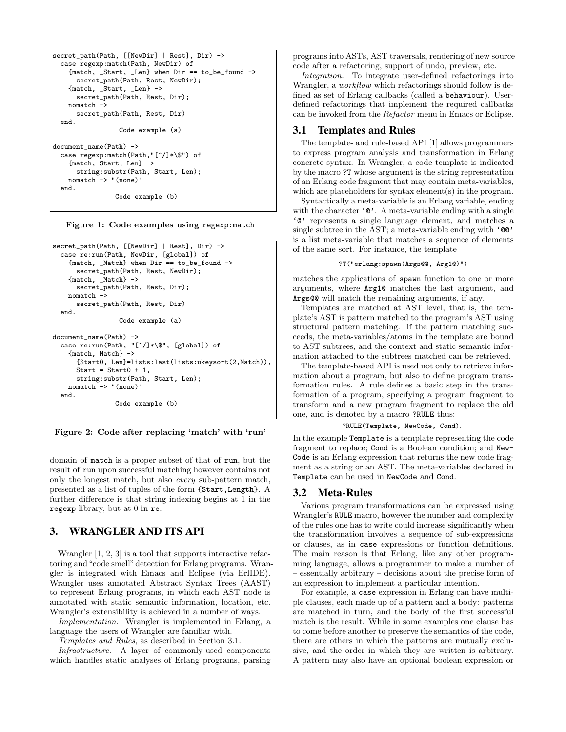```
secret_path(Path, [[NewDir] | Rest], Dir) ->
  case regexp:match(Path, NewDir) of
    {match, _Start, _Len} when Dir == to_be_found ->
      secret_path(Path, Rest, NewDir);
    {match, _Start, _Len} ->
      secret_path(Path, Rest, Dir);
    nomatch ->
      secret_path(Path, Rest, Dir)
  end.
                Code example (a)

document_name(Path) ->
  case regexp:match(Path,"[^/]*\$") of
    {match, Start, Len} ->
      string:substr(Path, Start, Len);
    nomatch -> "(none)"
  end.
               Code example (b)
```

**Figure 1: Code examples using `regexp:match`**

```
secret_path(Path, [[NewDir] | Rest], Dir) ->
  case re:run(Path, NewDir, [global]) of
    {match, _Match} when Dir == to_be_found ->
      secret_path(Path, Rest, NewDir);
    {match, _Match} ->
      secret_path(Path, Rest, Dir);
    nomatch ->
      secret_path(Path, Rest, Dir)
  end.
                Code example (a)

document_name(Path) ->
  case re:run(Path, "[^/]*\$", [global]) of
    {match, Match} ->
      {Start0, Len}=lists:last(lists:ukeysort(2,Match)),
      Start = Start0 + 1,
      string:substr(Path, Start, Len);
    nomatch -> "(none)"
  end.
               Code example (b)
```

**Figure 2: Code after replacing 'match' with 'run'**

domain of `match` is a proper subset of that of `run`, but the result of `run` upon successful matching however contains not only the longest match, but also *every* sub-pattern match, presented as a list of tuples of the form `{Start,Length}`. A further difference is that string indexing begins at 1 in the `regexp` library, but at 0 in `re`.

# 3. WRANGLER AND ITS API

Wrangler [1, 2, 3] is a tool that supports interactive refactoring and "code smell" detection for Erlang programs. Wrangler is integrated with Emacs and Eclipse (via ErlIDE). Wrangler uses annotated Abstract Syntax Trees (AAST) to represent Erlang programs, in which each AST node is annotated with static semantic information, location, etc. Wrangler's extensibility is achieved in a number of ways.

*Implementation.* Wrangler is implemented in Erlang, a language the users of Wrangler are familiar with.

*Templates and Rules*, as described in Section 3.1.

*Infrastructure.* A layer of commonly-used components which handles static analyses of Erlang programs, parsing programs into ASTs, AST traversals, rendering of new source code after a refactoring, support of undo, preview, etc.

*Integration.* To integrate user-defined refactorings into Wrangler, a *workflow* which refactorings should follow is defined as set of Erlang callbacks (called a `behaviour`). User-defined refactorings that implement the required callbacks can be invoked from the *Refactor* menu in Emacs or Eclipse.

## 3.1 Templates and Rules

The template- and rule-based API [1] allows programmers to express program analysis and transformation in Erlang concrete syntax. In Wrangler, a code template is indicated by the macro `?T` whose argument is the string representation of an Erlang code fragment that may contain meta-variables, which are placeholders for syntax element(s) in the program.

Syntactically a meta-variable is an Erlang variable, ending with the character '`@`'. A meta-variable ending with a single '`@`' represents a single language element, and matches a single subtree in the AST; a meta-variable ending with '`@@`' is a list meta-variable that matches a sequence of elements of the same sort. For instance, the template

```
?T("erlang:spawn(Args@@, Arg1@)")
```

matches the applications of `spawn` function to one or more arguments, where `Arg1@` matches the last argument, and `Args@@` will match the remaining arguments, if any.

Templates are matched at AST level, that is, the template's AST is pattern matched to the program's AST using structural pattern matching. If the pattern matching succeeds, the meta-variables/atoms in the template are bound to AST subtrees, and the context and static semantic information attached to the subtrees matched can be retrieved.

The template-based API is used not only to retrieve information about a program, but also to define program transformation rules. A rule defines a basic step in the transformation of a program, specifying a program fragment to transform and a new program fragment to replace the old one, and is denoted by a macro `?RULE` thus:

```
?RULE(Template, NewCode, Cond),
```

In the example `Template` is a template representing the code fragment to replace; `Cond` is a Boolean condition; and `NewCode` is an Erlang expression that returns the new code fragment as a string or an AST. The meta-variables declared in `Template` can be used in `NewCode` and `Cond`.

## 3.2 Meta-Rules

Various program transformations can be expressed using Wrangler's `RULE` macro, however the number and complexity of the rules one has to write could increase significantly when the transformation involves a sequence of sub-expressions or clauses, as in `case` expressions or function definitions. The main reason is that Erlang, like any other programming language, allows a programmer to make a number of – essentially arbitrary – decisions about the precise form of an expression to implement a particular intention.

For example, a `case` expression in Erlang can have multiple clauses, each made up of a pattern and a body: patterns are matched in turn, and the body of the first successful match is the result. While in some examples one clause has to come before another to preserve the semantics of the code, there are others in which the patterns are mutually exclusive, and the order in which they are written is arbitrary. A pattern may also have an optional boolean expression or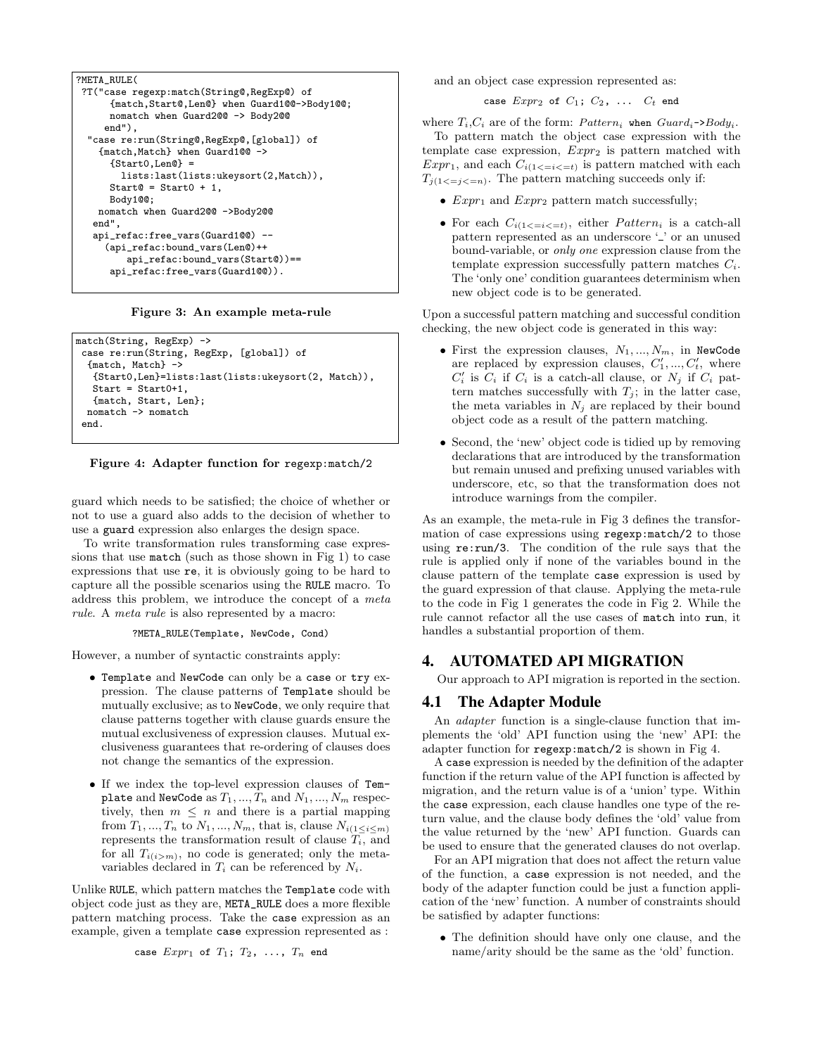```
?META_RULE(
 ?T("case regexp:match(String@,RegExp@) of
      {match,Start@,Len@} when Guard1@@->Body1@@;
      nomatch when Guard2@@ -> Body2@@
     end"),
  "case re:run(String@,RegExp@,[global]) of
    {match,Match} when Guard1@@ ->
      {Start0,Len@} =
        lists:last(lists:ukeysort(2,Match)),
      Start@ = Start0 + 1,
      Body1@@;
    nomatch when Guard2@@ ->Body2@@
   end",
   api_refac:free_vars(Guard1@@) --
     (api_refac:bound_vars(Len@)++
         api_refac:bound_vars(Start@))==
      api_refac:free_vars(Guard1@@)).
```

**Figure 3: An example meta-rule**

```
match(String, RegExp) ->
 case re:run(String, RegExp, [global]) of
  {match, Match} ->
   {Start0,Len}=lists:last(lists:ukeysort(2, Match)),
   Start = Start0+1,
   {match, Start, Len};
  nomatch -> nomatch
 end.
```

**Figure 4: Adapter function for `regexp:match/2`**

guard which needs to be satisfied; the choice of whether or not to use a guard also adds to the decision of whether to use a `guard` expression also enlarges the design space.

To write transformation rules transforming case expressions that use `match` (such as those shown in Fig 1) to case expressions that use `re`, it is obviously going to be hard to capture all the possible scenarios using the `RULE` macro. To address this problem, we introduce the concept of a *meta rule*. A *meta rule* is also represented by a macro:

`?META_RULE(Template, NewCode, Cond)`

However, a number of syntactic constraints apply:

- `Template` and `NewCode` can only be a `case` or `try` expression. The clause patterns of `Template` should be mutually exclusive; as to `NewCode`, we only require that clause patterns together with clause guards ensure the mutual exclusiveness of expression clauses. Mutual exclusiveness guarantees that re-ordering of clauses does not change the semantics of the expression.
- If we index the top-level expression clauses of `Template` and `NewCode` as $T_1, ..., T_n$ and $N_1, ..., N_m$ respectively, then $m \leq n$ and there is a partial mapping from $T_1, ..., T_n$ to $N_1, ..., N_m$, that is, clause $N_{i(1 \leq i \leq m)}$ represents the transformation result of clause $T_i$, and for all $T_{i(i>m)}$, no code is generated; only the meta-variables declared in $T_i$ can be referenced by $N_i$.

Unlike `RULE`, which pattern matches the `Template` code with object code just as they are, `META_RULE` does a more flexible pattern matching process. Take the `case` expression as an example, given a template `case` expression represented as :

`case` $Expr_1$ `of` $T_1$; $T_2$, ..., $T_n$ `end`

and an object case expression represented as:

`case` $Expr_2$ `of` $C_1$; $C_2$, ... $C_t$ `end`

where $T_i$,$C_i$ are of the form: $Pattern_i$ `when` $Guard_i$`->`$Body_i$.

To pattern match the object case expression with the template case expression, $Expr_2$ is pattern matched with $Expr_1$, and each $C_{i(1<=i<=t)}$ is pattern matched with each $T_{j(1<=j<=n)}$. The pattern matching succeeds only if:

- $Expr_1$ and $Expr_2$ pattern match successfully;
- For each $C_{i(1<=i<=t)}$, either $Pattern_i$ is a catch-all pattern represented as an underscore '_' or an unused bound-variable, or *only one* expression clause from the template expression successfully pattern matches $C_i$. The 'only one' condition guarantees determinism when new object code is to be generated.

Upon a successful pattern matching and successful condition checking, the new object code is generated in this way:

- First the expression clauses, $N_1, ..., N_m$, in `NewCode` are replaced by expression clauses, $C'_1, ..., C'_t$, where $C'_i$ is $C_i$ if $C_i$ is a catch-all clause, or $N_j$ if $C_i$ pattern matches successfully with $T_j$; in the latter case, the meta variables in $N_j$ are replaced by their bound object code as a result of the pattern matching.
- Second, the 'new' object code is tidied up by removing declarations that are introduced by the transformation but remain unused and prefixing unused variables with underscore, etc, so that the transformation does not introduce warnings from the compiler.

As an example, the meta-rule in Fig 3 defines the transformation of case expressions using `regexp:match/2` to those using `re:run/3`. The condition of the rule says that the rule is applied only if none of the variables bound in the clause pattern of the template `case` expression is used by the guard expression of that clause. Applying the meta-rule to the code in Fig 1 generates the code in Fig 2. While the rule cannot refactor all the use cases of `match` into `run`, it handles a substantial proportion of them.

# 4. AUTOMATED API MIGRATION

Our approach to API migration is reported in the section.

## 4.1 The Adapter Module

An *adapter* function is a single-clause function that implements the 'old' API function using the 'new' API: the adapter function for `regexp:match/2` is shown in Fig 4.

A `case` expression is needed by the definition of the adapter function if the return value of the API function is affected by migration, and the return value is of a 'union' type. Within the `case` expression, each clause handles one type of the return value, and the clause body defines the 'old' value from the value returned by the 'new' API function. Guards can be used to ensure that the generated clauses do not overlap.

For an API migration that does not affect the return value of the function, a `case` expression is not needed, and the body of the adapter function could be just a function application of the 'new' function. A number of constraints should be satisfied by adapter functions:

- The definition should have only one clause, and the name/arity should be the same as the 'old' function.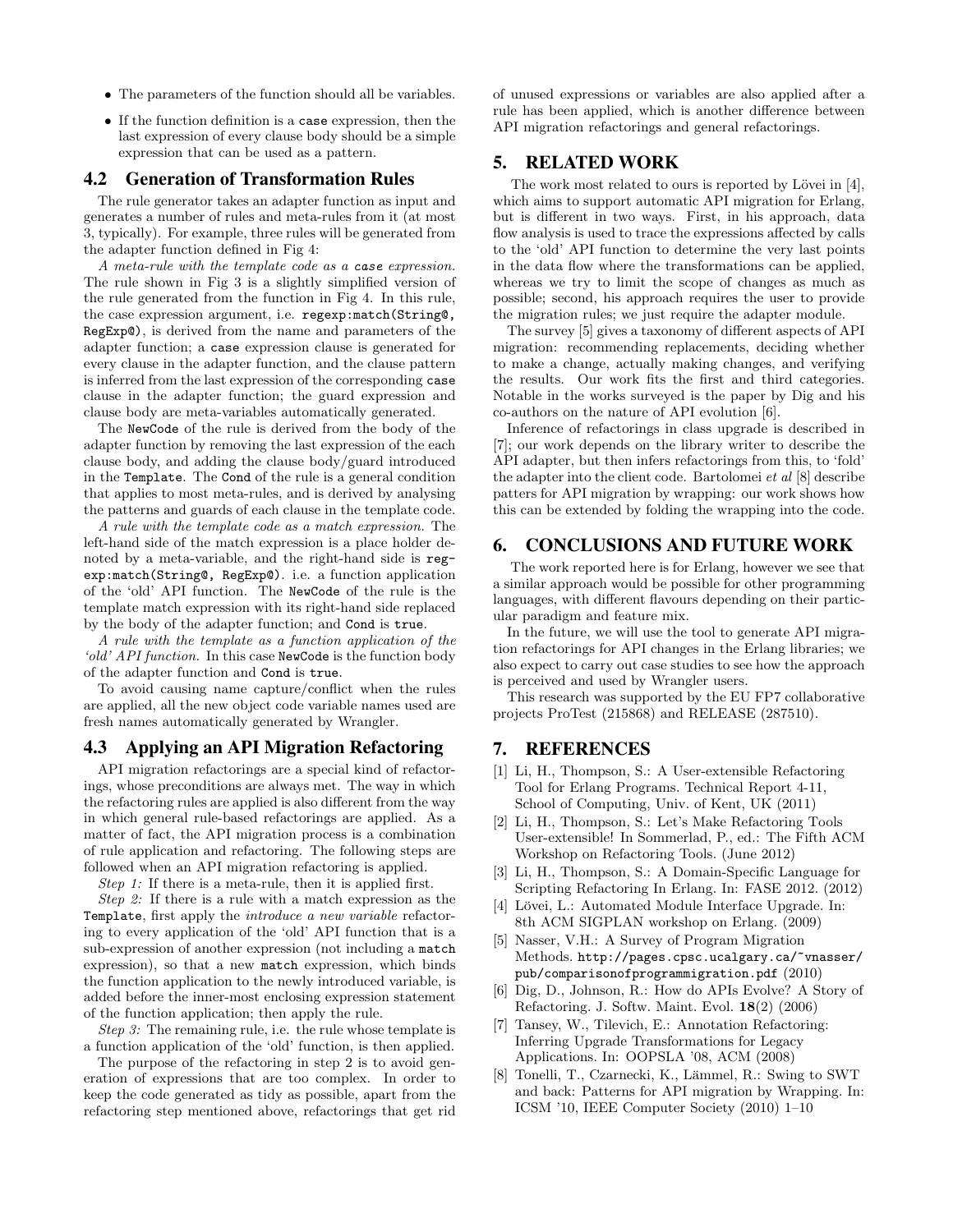- The parameters of the function should all be variables.
- If the function definition is a `case` expression, then the last expression of every clause body should be a simple expression that can be used as a pattern.

## 4.2 Generation of Transformation Rules

The rule generator takes an adapter function as input and generates a number of rules and meta-rules from it (at most 3, typically). For example, three rules will be generated from the adapter function defined in Fig 4:

*A meta-rule with the template code as a `case` expression.* The rule shown in Fig 3 is a slightly simplified version of the rule generated from the function in Fig 4. In this rule, the case expression argument, i.e. `regexp:match(String@, RegExp@)`, is derived from the name and parameters of the adapter function; a `case` expression clause is generated for every clause in the adapter function, and the clause pattern is inferred from the last expression of the corresponding `case` clause in the adapter function; the guard expression and clause body are meta-variables automatically generated.

The `NewCode` of the rule is derived from the body of the adapter function by removing the last expression of the each clause body, and adding the clause body/guard introduced in the `Template`. The `Cond` of the rule is a general condition that applies to most meta-rules, and is derived by analysing the patterns and guards of each clause in the template code.

*A rule with the template code as a match expression.* The left-hand side of the match expression is a place holder denoted by a meta-variable, and the right-hand side is `regexp:match(String@, RegExp@)`. i.e. a function application of the 'old' API function. The `NewCode` of the rule is the template match expression with its right-hand side replaced by the body of the adapter function; and `Cond` is `true`.

*A rule with the template as a function application of the 'old' API function.* In this case `NewCode` is the function body of the adapter function and `Cond` is `true`.

To avoid causing name capture/conflict when the rules are applied, all the new object code variable names used are fresh names automatically generated by Wrangler.

## 4.3 Applying an API Migration Refactoring

API migration refactorings are a special kind of refactorings, whose preconditions are always met. The way in which the refactoring rules are applied is also different from the way in which general rule-based refactorings are applied. As a matter of fact, the API migration process is a combination of rule application and refactoring. The following steps are followed when an API migration refactoring is applied.

*Step 1:* If there is a meta-rule, then it is applied first.

*Step 2:* If there is a rule with a match expression as the `Template`, first apply the *introduce a new variable* refactoring to every application of the 'old' API function that is a sub-expression of another expression (not including a `match` expression), so that a new `match` expression, which binds the function application to the newly introduced variable, is added before the inner-most enclosing expression statement of the function application; then apply the rule.

*Step 3:* The remaining rule, i.e. the rule whose template is a function application of the 'old' function, is then applied.

The purpose of the refactoring in step 2 is to avoid generation of expressions that are too complex. In order to keep the code generated as tidy as possible, apart from the refactoring step mentioned above, refactorings that get rid of unused expressions or variables are also applied after a rule has been applied, which is another difference between API migration refactorings and general refactorings.

# 5. RELATED WORK

The work most related to ours is reported by Lövei in [4], which aims to support automatic API migration for Erlang, but is different in two ways. First, in his approach, data flow analysis is used to trace the expressions affected by calls to the 'old' API function to determine the very last points in the data flow where the transformations can be applied, whereas we try to limit the scope of changes as much as possible; second, his approach requires the user to provide the migration rules; we just require the adapter module.

The survey [5] gives a taxonomy of different aspects of API migration: recommending replacements, deciding whether to make a change, actually making changes, and verifying the results. Our work fits the first and third categories. Notable in the works surveyed is the paper by Dig and his co-authors on the nature of API evolution [6].

Inference of refactorings in class upgrade is described in [7]; our work depends on the library writer to describe the API adapter, but then infers refactorings from this, to 'fold' the adapter into the client code. Bartolomei *et al* [8] describe patters for API migration by wrapping: our work shows how this can be extended by folding the wrapping into the code.

# 6. CONCLUSIONS AND FUTURE WORK

The work reported here is for Erlang, however we see that a similar approach would be possible for other programming languages, with different flavours depending on their particular paradigm and feature mix.

In the future, we will use the tool to generate API migration refactorings for API changes in the Erlang libraries; we also expect to carry out case studies to see how the approach is perceived and used by Wrangler users.

This research was supported by the EU FP7 collaborative projects ProTest (215868) and RELEASE (287510).

# 7. REFERENCES

[1] Li, H., Thompson, S.: A User-extensible Refactoring Tool for Erlang Programs. Technical Report 4-11, School of Computing, Univ. of Kent, UK (2011)

[2] Li, H., Thompson, S.: Let's Make Refactoring Tools User-extensible! In Sommerlad, P., ed.: The Fifth ACM Workshop on Refactoring Tools. (June 2012)

[3] Li, H., Thompson, S.: A Domain-Specific Language for Scripting Refactoring In Erlang. In: FASE 2012. (2012)

[4] Lövei, L.: Automated Module Interface Upgrade. In: 8th ACM SIGPLAN workshop on Erlang. (2009)

[5] Nasser, V.H.: A Survey of Program Migration Methods. `http://pages.cpsc.ucalgary.ca/~vnasser/pub/comparisonofprogrammigration.pdf` (2010)

[6] Dig, D., Johnson, R.: How do APIs Evolve? A Story of Refactoring. J. Softw. Maint. Evol. **18**(2) (2006)

[7] Tansey, W., Tilevich, E.: Annotation Refactoring: Inferring Upgrade Transformations for Legacy Applications. In: OOPSLA '08, ACM (2008)

[8] Tonelli, T., Czarnecki, K., Lämmel, R.: Swing to SWT and back: Patterns for API migration by Wrapping. In: ICSM '10, IEEE Computer Society (2010) 1–10